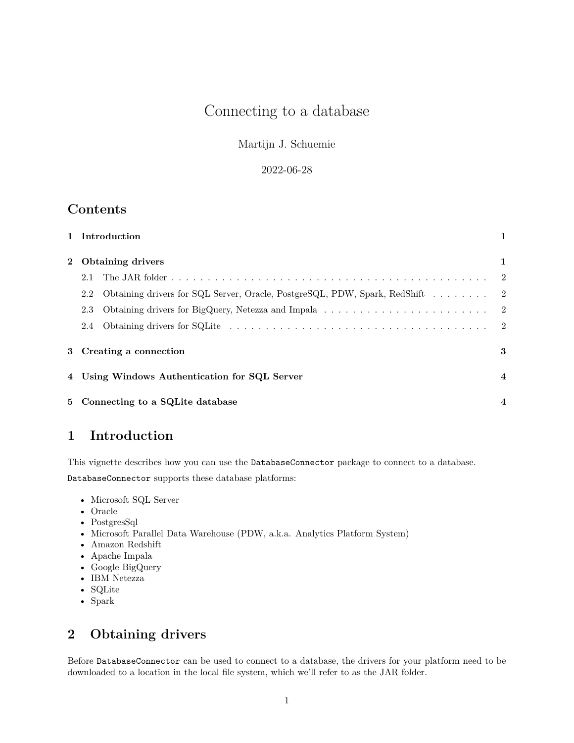# Connecting to a database

Martijn J. Schuemie

2022-06-28

## Contents

**1 Introduction** 1

**2 Obtaining drivers** 1

- 2.1 The JAR folder . . . . . . . . . . . . . . . . . . . . . . . . . . . . . . . . . . . . . . . . . . . . 2
- 2.2 Obtaining drivers for SQL Server, Oracle, PostgreSQL, PDW, Spark, RedShift . . . . . . . . 2
- 2.3 Obtaining drivers for BigQuery, Netezza and Impala . . . . . . . . . . . . . . . . . . . . . . . . 2
- 2.4 Obtaining drivers for SQLite . . . . . . . . . . . . . . . . . . . . . . . . . . . . . . . . . . . . . 2

**3 Creating a connection** 3

**4 Using Windows Authentication for SQL Server** 4

**5 Connecting to a SQLite database** 4

## 1 Introduction

This vignette describes how you can use the `DatabaseConnector` package to connect to a database.

`DatabaseConnector` supports these database platforms:

- Microsoft SQL Server
- Oracle
- PostgresSql
- Microsoft Parallel Data Warehouse (PDW, a.k.a. Analytics Platform System)
- Amazon Redshift
- Apache Impala
- Google BigQuery
- IBM Netezza
- SQLite
- Spark

## 2 Obtaining drivers

Before `DatabaseConnector` can be used to connect to a database, the drivers for your platform need to be downloaded to a location in the local file system, which we'll refer to as the JAR folder.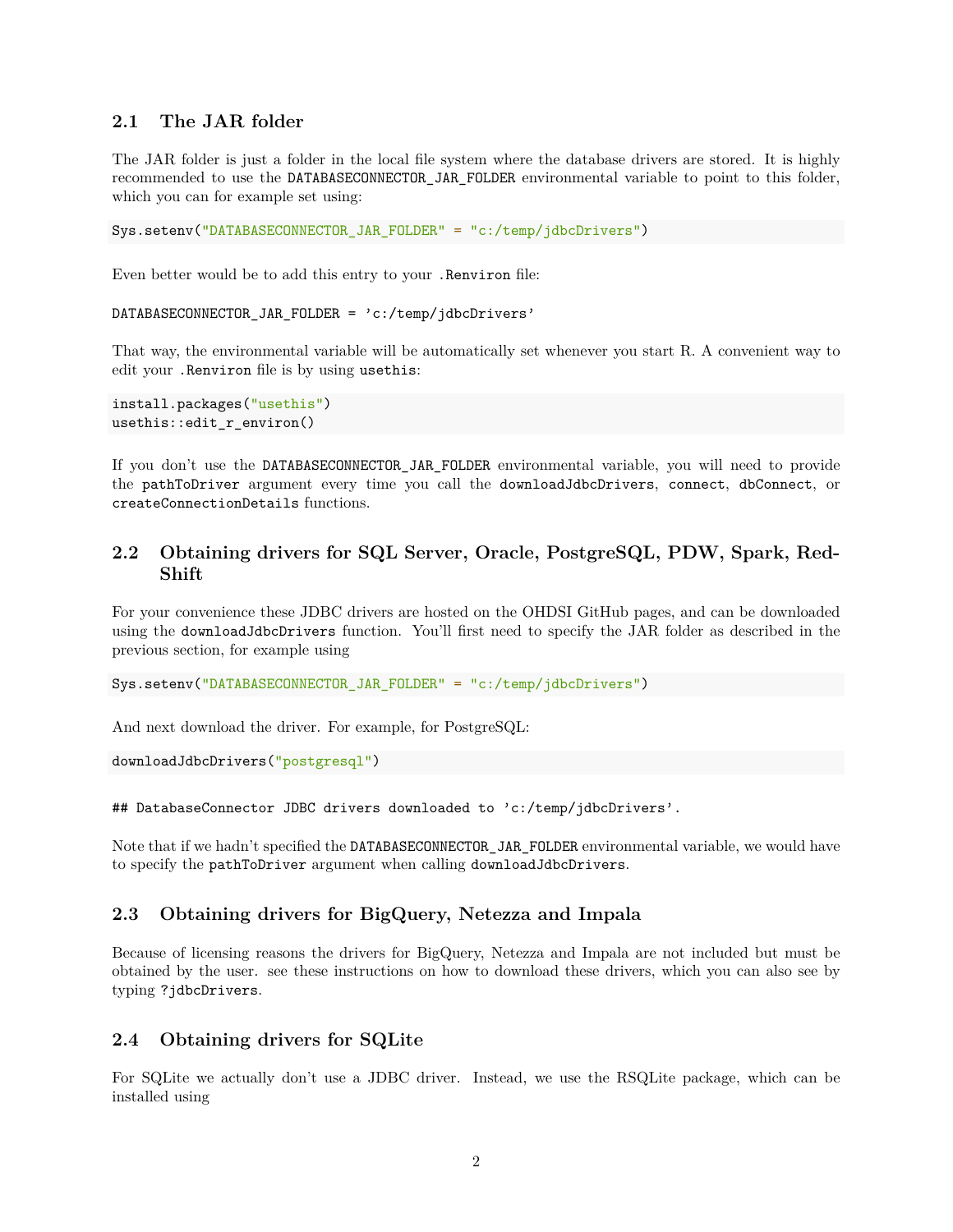## 2.1 The JAR folder

The JAR folder is just a folder in the local file system where the database drivers are stored. It is highly recommended to use the `DATABASECONNECTOR_JAR_FOLDER` environmental variable to point to this folder, which you can for example set using:

```
Sys.setenv("DATABASECONNECTOR_JAR_FOLDER" = "c:/temp/jdbcDrivers")
```

Even better would be to add this entry to your `.Renviron` file:

```
DATABASECONNECTOR_JAR_FOLDER = 'c:/temp/jdbcDrivers'
```

That way, the environmental variable will be automatically set whenever you start R. A convenient way to edit your `.Renviron` file is by using `usethis`:

```
install.packages("usethis")
usethis::edit_r_environ()
```

If you don't use the `DATABASECONNECTOR_JAR_FOLDER` environmental variable, you will need to provide the `pathToDriver` argument every time you call the `downloadJdbcDrivers`, `connect`, `dbConnect`, or `createConnectionDetails` functions.

## 2.2 Obtaining drivers for SQL Server, Oracle, PostgreSQL, PDW, Spark, RedShift

For your convenience these JDBC drivers are hosted on the OHDSI GitHub pages, and can be downloaded using the `downloadJdbcDrivers` function. You'll first need to specify the JAR folder as described in the previous section, for example using

```
Sys.setenv("DATABASECONNECTOR_JAR_FOLDER" = "c:/temp/jdbcDrivers")
```

And next download the driver. For example, for PostgreSQL:

```
downloadJdbcDrivers("postgresql")
```

```
## DatabaseConnector JDBC drivers downloaded to 'c:/temp/jdbcDrivers'.
```

Note that if we hadn't specified the `DATABASECONNECTOR_JAR_FOLDER` environmental variable, we would have to specify the `pathToDriver` argument when calling `downloadJdbcDrivers`.

## 2.3 Obtaining drivers for BigQuery, Netezza and Impala

Because of licensing reasons the drivers for BigQuery, Netezza and Impala are not included but must be obtained by the user. see these instructions on how to download these drivers, which you can also see by typing `?jdbcDrivers`.

## 2.4 Obtaining drivers for SQLite

For SQLite we actually don't use a JDBC driver. Instead, we use the RSQLite package, which can be installed using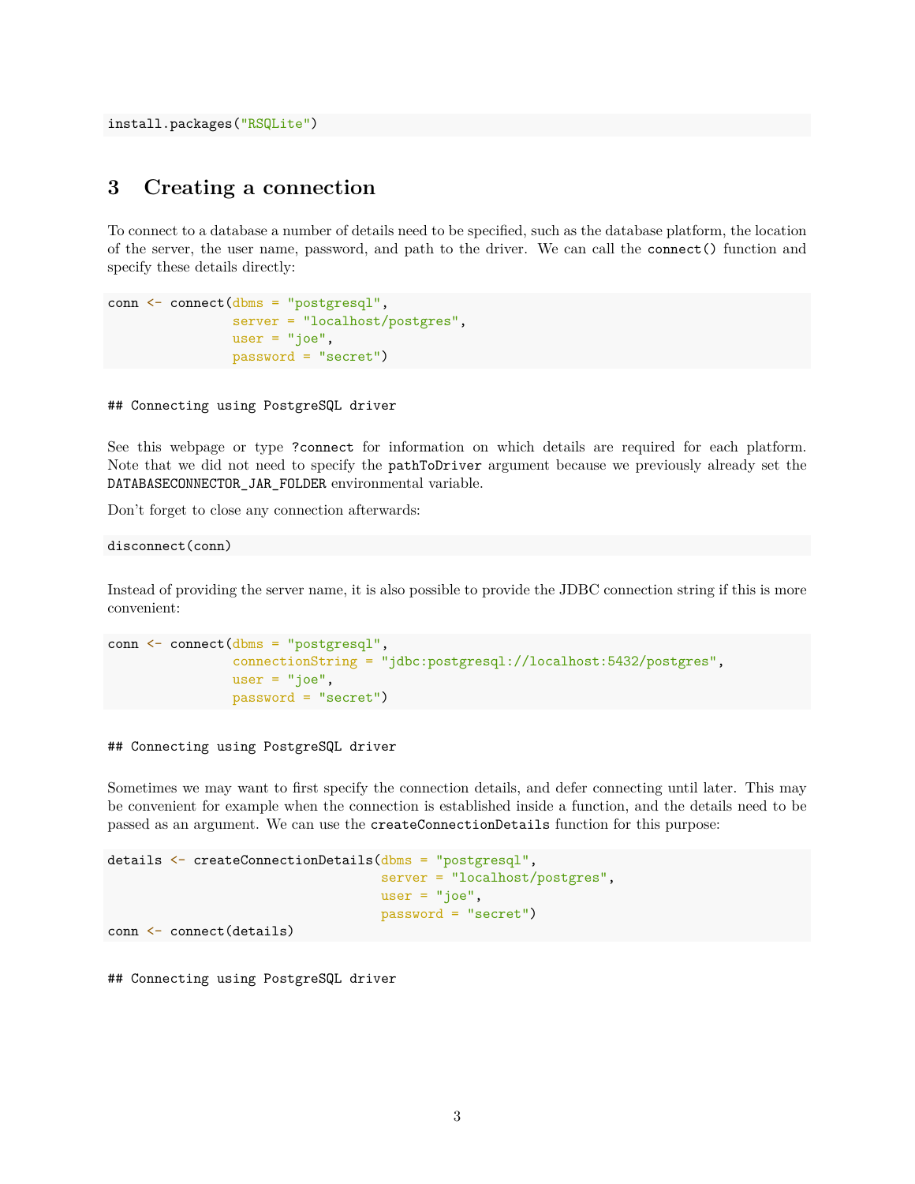```r
install.packages("RSQLite")
```

# 3 Creating a connection

To connect to a database a number of details need to be specified, such as the database platform, the location of the server, the user name, password, and path to the driver. We can call the `connect()` function and specify these details directly:

```r
conn <- connect(dbms = "postgresql",
                server = "localhost/postgres",
                user = "joe",
                password = "secret")
```

```
## Connecting using PostgreSQL driver
```

See this webpage or type `?connect` for information on which details are required for each platform. Note that we did not need to specify the `pathToDriver` argument because we previously already set the `DATABASECONNECTOR_JAR_FOLDER` environmental variable.

Don't forget to close any connection afterwards:

```r
disconnect(conn)
```

Instead of providing the server name, it is also possible to provide the JDBC connection string if this is more convenient:

```r
conn <- connect(dbms = "postgresql",
                connectionString = "jdbc:postgresql://localhost:5432/postgres",
                user = "joe",
                password = "secret")
```

```
## Connecting using PostgreSQL driver
```

Sometimes we may want to first specify the connection details, and defer connecting until later. This may be convenient for example when the connection is established inside a function, and the details need to be passed as an argument. We can use the `createConnectionDetails` function for this purpose:

```r
details <- createConnectionDetails(dbms = "postgresql",
                                   server = "localhost/postgres",
                                   user = "joe",
                                   password = "secret")
conn <- connect(details)
```

```
## Connecting using PostgreSQL driver
```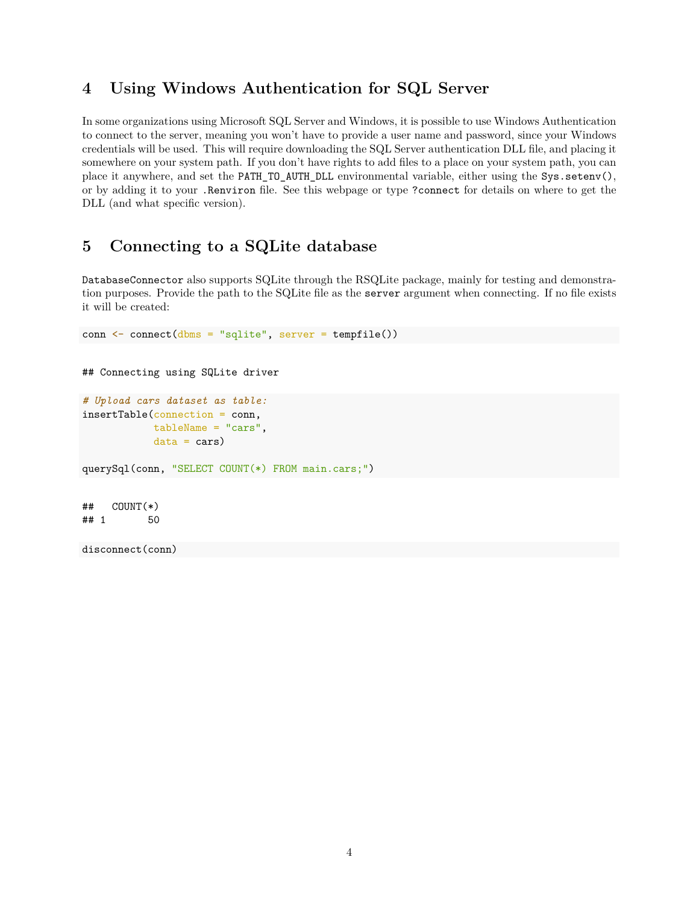# 4 Using Windows Authentication for SQL Server

In some organizations using Microsoft SQL Server and Windows, it is possible to use Windows Authentication to connect to the server, meaning you won't have to provide a user name and password, since your Windows credentials will be used. This will require downloading the SQL Server authentication DLL file, and placing it somewhere on your system path. If you don't have rights to add files to a place on your system path, you can place it anywhere, and set the `PATH_TO_AUTH_DLL` environmental variable, either using the `Sys.setenv()`, or by adding it to your `.Renviron` file. See this webpage or type `?connect` for details on where to get the DLL (and what specific version).

# 5 Connecting to a SQLite database

`DatabaseConnector` also supports SQLite through the RSQLite package, mainly for testing and demonstration purposes. Provide the path to the SQLite file as the `server` argument when connecting. If no file exists it will be created:

```
conn <- connect(dbms = "sqlite", server = tempfile())
```

```
## Connecting using SQLite driver
```

```
# Upload cars dataset as table:
insertTable(connection = conn,
            tableName = "cars",
            data = cars)

querySql(conn, "SELECT COUNT(*) FROM main.cars;")
```

```
##   COUNT(*)
## 1       50
```

```
disconnect(conn)
```